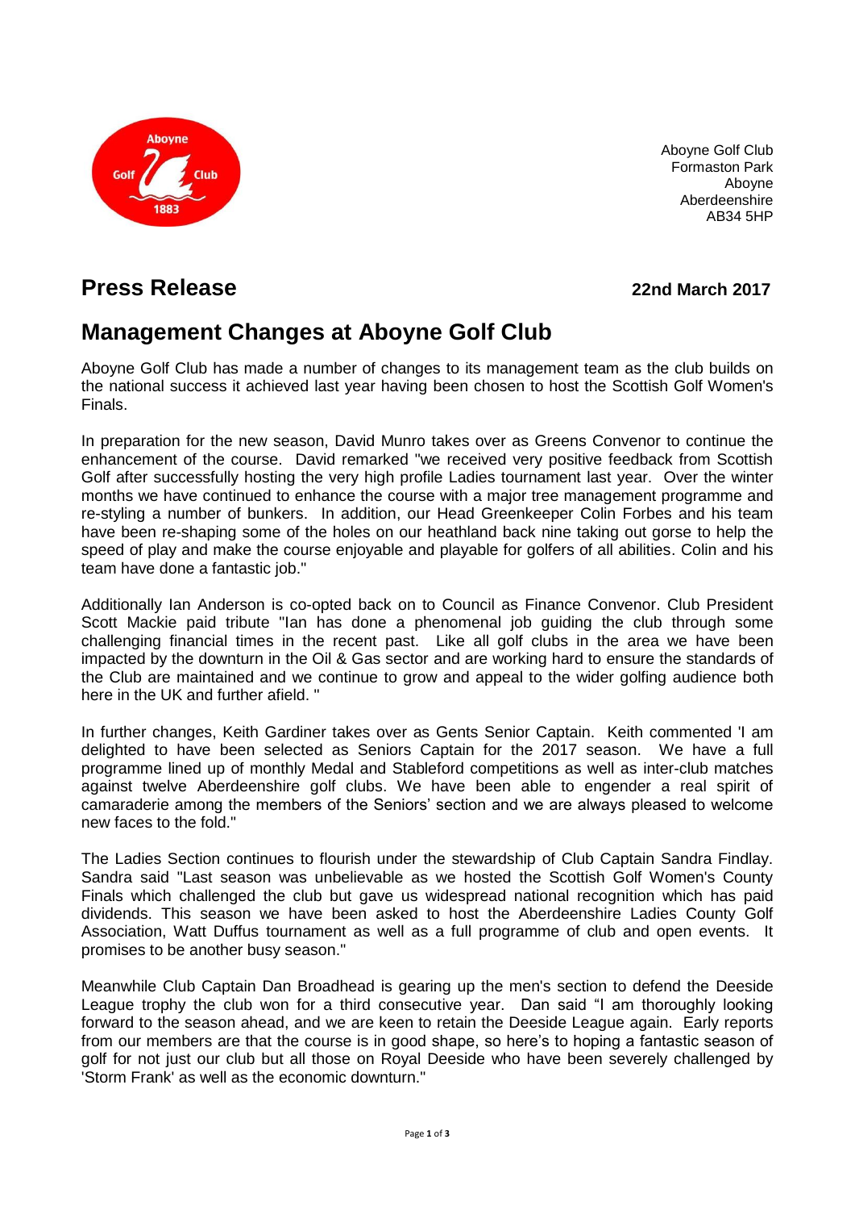Aboyne Golf Club
Formaston Park
Aboyne
Aberdeenshire
AB34 5HP

## Press Release

**22nd March 2017**

# Management Changes at Aboyne Golf Club

Aboyne Golf Club has made a number of changes to its management team as the club builds on the national success it achieved last year having been chosen to host the Scottish Golf Women's Finals.

In preparation for the new season, David Munro takes over as Greens Convenor to continue the enhancement of the course. David remarked "we received very positive feedback from Scottish Golf after successfully hosting the very high profile Ladies tournament last year. Over the winter months we have continued to enhance the course with a major tree management programme and re-styling a number of bunkers. In addition, our Head Greenkeeper Colin Forbes and his team have been re-shaping some of the holes on our heathland back nine taking out gorse to help the speed of play and make the course enjoyable and playable for golfers of all abilities. Colin and his team have done a fantastic job."

Additionally Ian Anderson is co-opted back on to Council as Finance Convenor. Club President Scott Mackie paid tribute "Ian has done a phenomenal job guiding the club through some challenging financial times in the recent past. Like all golf clubs in the area we have been impacted by the downturn in the Oil & Gas sector and are working hard to ensure the standards of the Club are maintained and we continue to grow and appeal to the wider golfing audience both here in the UK and further afield. "

In further changes, Keith Gardiner takes over as Gents Senior Captain. Keith commented 'I am delighted to have been selected as Seniors Captain for the 2017 season. We have a full programme lined up of monthly Medal and Stableford competitions as well as inter-club matches against twelve Aberdeenshire golf clubs. We have been able to engender a real spirit of camaraderie among the members of the Seniors' section and we are always pleased to welcome new faces to the fold."

The Ladies Section continues to flourish under the stewardship of Club Captain Sandra Findlay. Sandra said "Last season was unbelievable as we hosted the Scottish Golf Women's County Finals which challenged the club but gave us widespread national recognition which has paid dividends. This season we have been asked to host the Aberdeenshire Ladies County Golf Association, Watt Duffus tournament as well as a full programme of club and open events. It promises to be another busy season."

Meanwhile Club Captain Dan Broadhead is gearing up the men's section to defend the Deeside League trophy the club won for a third consecutive year. Dan said "I am thoroughly looking forward to the season ahead, and we are keen to retain the Deeside League again. Early reports from our members are that the course is in good shape, so here's to hoping a fantastic season of golf for not just our club but all those on Royal Deeside who have been severely challenged by 'Storm Frank' as well as the economic downturn."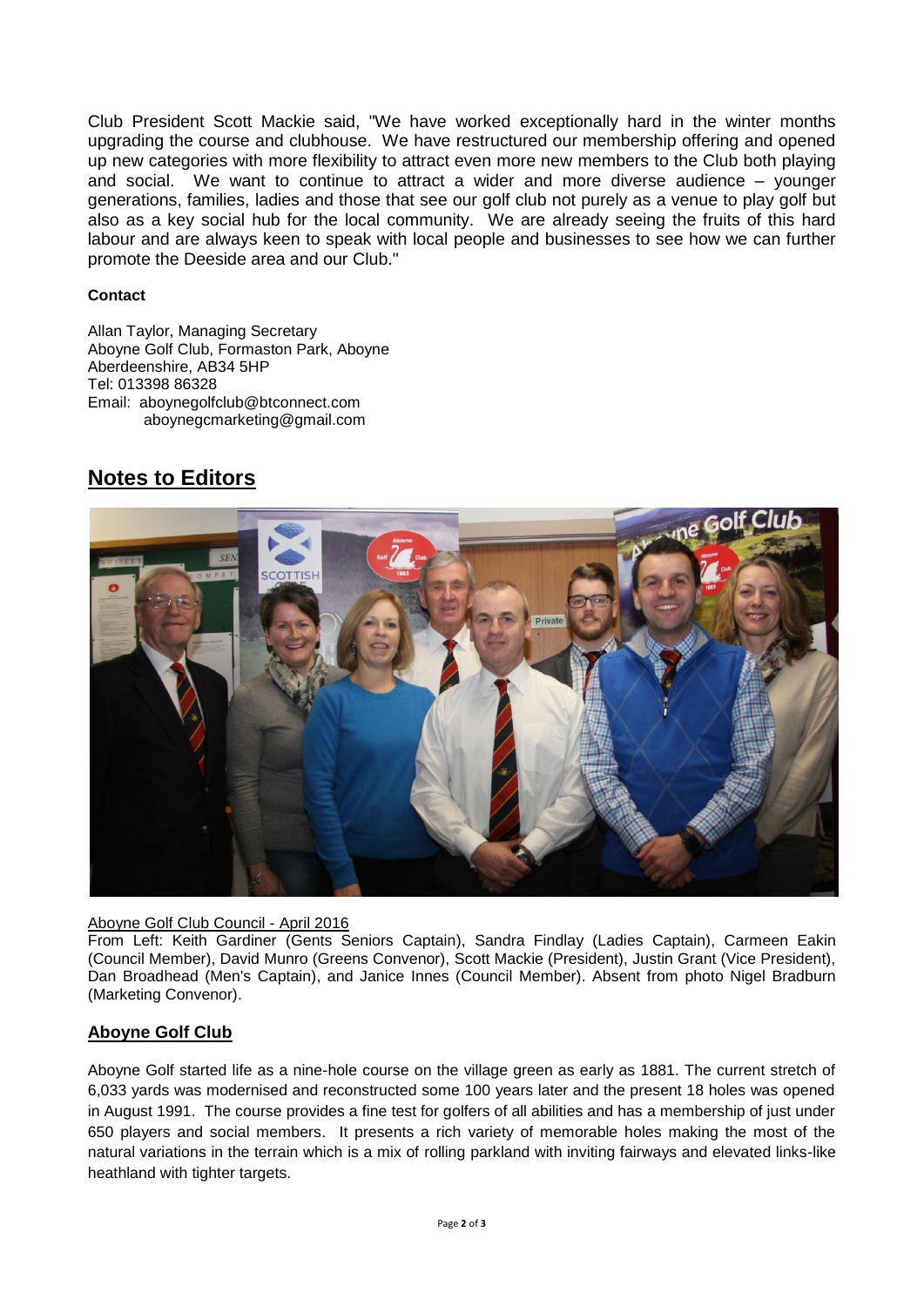Club President Scott Mackie said, "We have worked exceptionally hard in the winter months upgrading the course and clubhouse. We have restructured our membership offering and opened up new categories with more flexibility to attract even more new members to the Club both playing and social. We want to continue to attract a wider and more diverse audience – younger generations, families, ladies and those that see our golf club not purely as a venue to play golf but also as a key social hub for the local community. We are already seeing the fruits of this hard labour and are always keen to speak with local people and businesses to see how we can further promote the Deeside area and our Club."

**Contact**

Allan Taylor, Managing Secretary
Aboyne Golf Club, Formaston Park, Aboyne
Aberdeenshire, AB34 5HP
Tel: 013398 86328
Email: aboynegolfclub@btconnect.com
aboynegcmarketing@gmail.com

## Notes to Editors

Aboyne Golf Club Council - April 2016

From Left: Keith Gardiner (Gents Seniors Captain), Sandra Findlay (Ladies Captain), Carmeen Eakin (Council Member), David Munro (Greens Convenor), Scott Mackie (President), Justin Grant (Vice President), Dan Broadhead (Men's Captain), and Janice Innes (Council Member). Absent from photo Nigel Bradburn (Marketing Convenor).

### Aboyne Golf Club

Aboyne Golf started life as a nine-hole course on the village green as early as 1881. The current stretch of 6,033 yards was modernised and reconstructed some 100 years later and the present 18 holes was opened in August 1991. The course provides a fine test for golfers of all abilities and has a membership of just under 650 players and social members. It presents a rich variety of memorable holes making the most of the natural variations in the terrain which is a mix of rolling parkland with inviting fairways and elevated links-like heathland with tighter targets.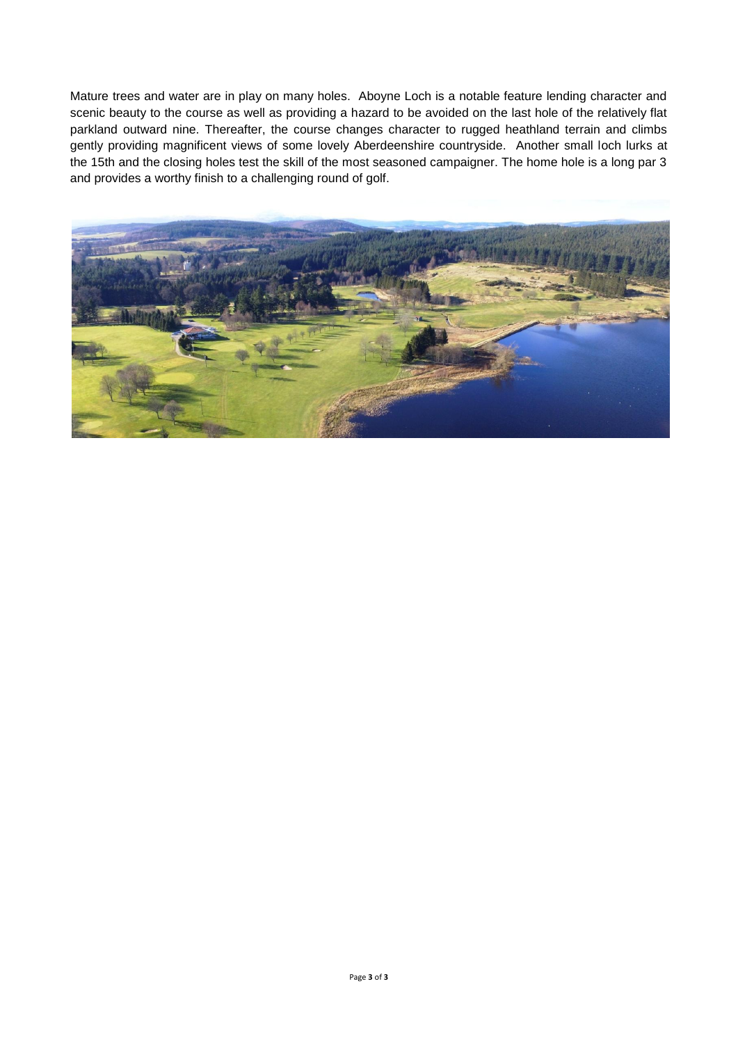Mature trees and water are in play on many holes. Aboyne Loch is a notable feature lending character and scenic beauty to the course as well as providing a hazard to be avoided on the last hole of the relatively flat parkland outward nine. Thereafter, the course changes character to rugged heathland terrain and climbs gently providing magnificent views of some lovely Aberdeenshire countryside. Another small loch lurks at the 15th and the closing holes test the skill of the most seasoned campaigner. The home hole is a long par 3 and provides a worthy finish to a challenging round of golf.